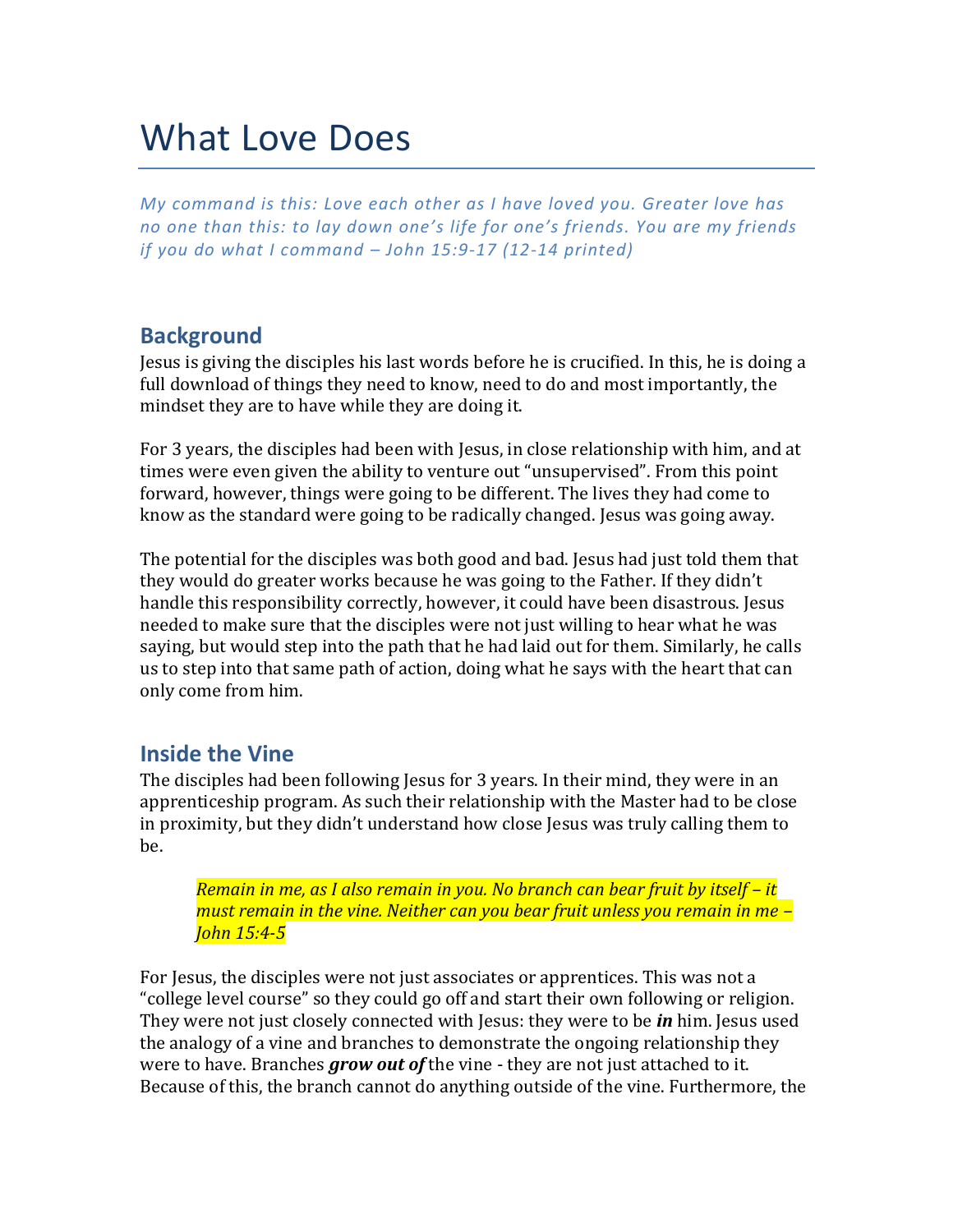# What Love Does

*My command is this: Love each other as I have loved you. Greater love has no one than this: to lay down one's life for one's friends. You are my friends if you do what I command – John 15:9-17 (12-14 printed)*

## Background

Jesus is giving the disciples his last words before he is crucified. In this, he is doing a full download of things they need to know, need to do and most importantly, the mindset they are to have while they are doing it.

For 3 years, the disciples had been with Jesus, in close relationship with him, and at times were even given the ability to venture out "unsupervised". From this point forward, however, things were going to be different. The lives they had come to know as the standard were going to be radically changed. Jesus was going away.

The potential for the disciples was both good and bad. Jesus had just told them that they would do greater works because he was going to the Father. If they didn't handle this responsibility correctly, however, it could have been disastrous. Jesus needed to make sure that the disciples were not just willing to hear what he was saying, but would step into the path that he had laid out for them. Similarly, he calls us to step into that same path of action, doing what he says with the heart that can only come from him.

## Inside the Vine

The disciples had been following Jesus for 3 years. In their mind, they were in an apprenticeship program. As such their relationship with the Master had to be close in proximity, but they didn't understand how close Jesus was truly calling them to be.

> *Remain in me, as I also remain in you. No branch can bear fruit by itself – it must remain in the vine. Neither can you bear fruit unless you remain in me – John 15:4-5*

For Jesus, the disciples were not just associates or apprentices. This was not a "college level course" so they could go off and start their own following or religion. They were not just closely connected with Jesus: they were to be ***in*** him. Jesus used the analogy of a vine and branches to demonstrate the ongoing relationship they were to have. Branches ***grow out of*** the vine - they are not just attached to it. Because of this, the branch cannot do anything outside of the vine. Furthermore, the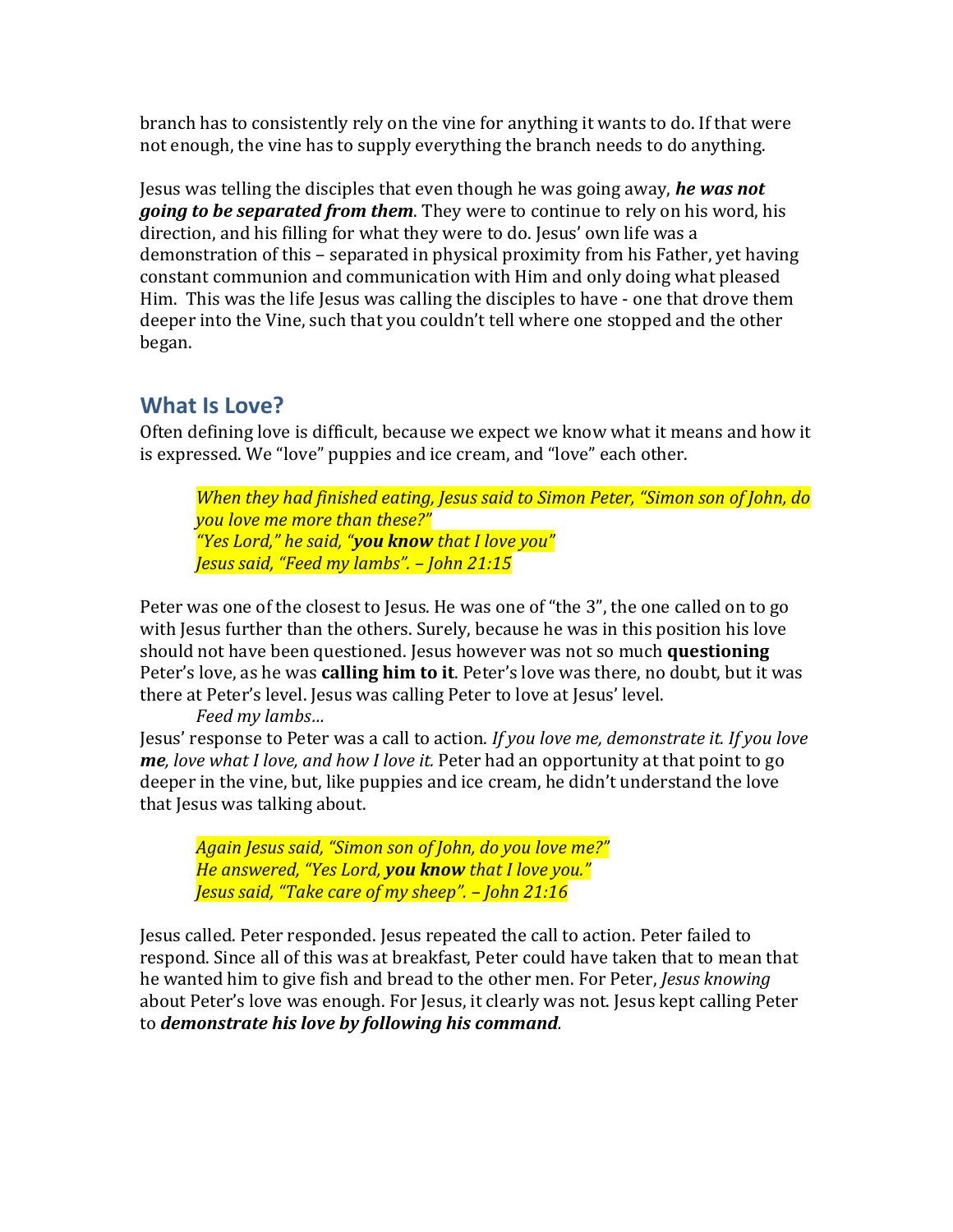branch has to consistently rely on the vine for anything it wants to do. If that were not enough, the vine has to supply everything the branch needs to do anything.

Jesus was telling the disciples that even though he was going away, ***he was not going to be separated from them***. They were to continue to rely on his word, his direction, and his filling for what they were to do. Jesus' own life was a demonstration of this – separated in physical proximity from his Father, yet having constant communion and communication with Him and only doing what pleased Him. This was the life Jesus was calling the disciples to have - one that drove them deeper into the Vine, such that you couldn't tell where one stopped and the other began.

## What Is Love?

Often defining love is difficult, because we expect we know what it means and how it is expressed. We "love" puppies and ice cream, and "love" each other.

> *When they had finished eating, Jesus said to Simon Peter, "Simon son of John, do you love me more than these?"*
> *"Yes Lord," he said, "**you know** that I love you"*
> *Jesus said, "Feed my lambs". – John 21:15*

Peter was one of the closest to Jesus. He was one of "the 3", the one called on to go with Jesus further than the others. Surely, because he was in this position his love should not have been questioned. Jesus however was not so much **questioning** Peter's love, as he was **calling him to it**. Peter's love was there, no doubt, but it was there at Peter's level. Jesus was calling Peter to love at Jesus' level.

*Feed my lambs…*

Jesus' response to Peter was a call to action. *If you love me, demonstrate it. If you love **me**, love what I love, and how I love it.* Peter had an opportunity at that point to go deeper in the vine, but, like puppies and ice cream, he didn't understand the love that Jesus was talking about.

> *Again Jesus said, "Simon son of John, do you love me?"*
> *He answered, "Yes Lord, **you know** that I love you."*
> *Jesus said, "Take care of my sheep". – John 21:16*

Jesus called. Peter responded. Jesus repeated the call to action. Peter failed to respond. Since all of this was at breakfast, Peter could have taken that to mean that he wanted him to give fish and bread to the other men. For Peter, *Jesus knowing* about Peter's love was enough. For Jesus, it clearly was not. Jesus kept calling Peter to ***demonstrate his love by following his command***.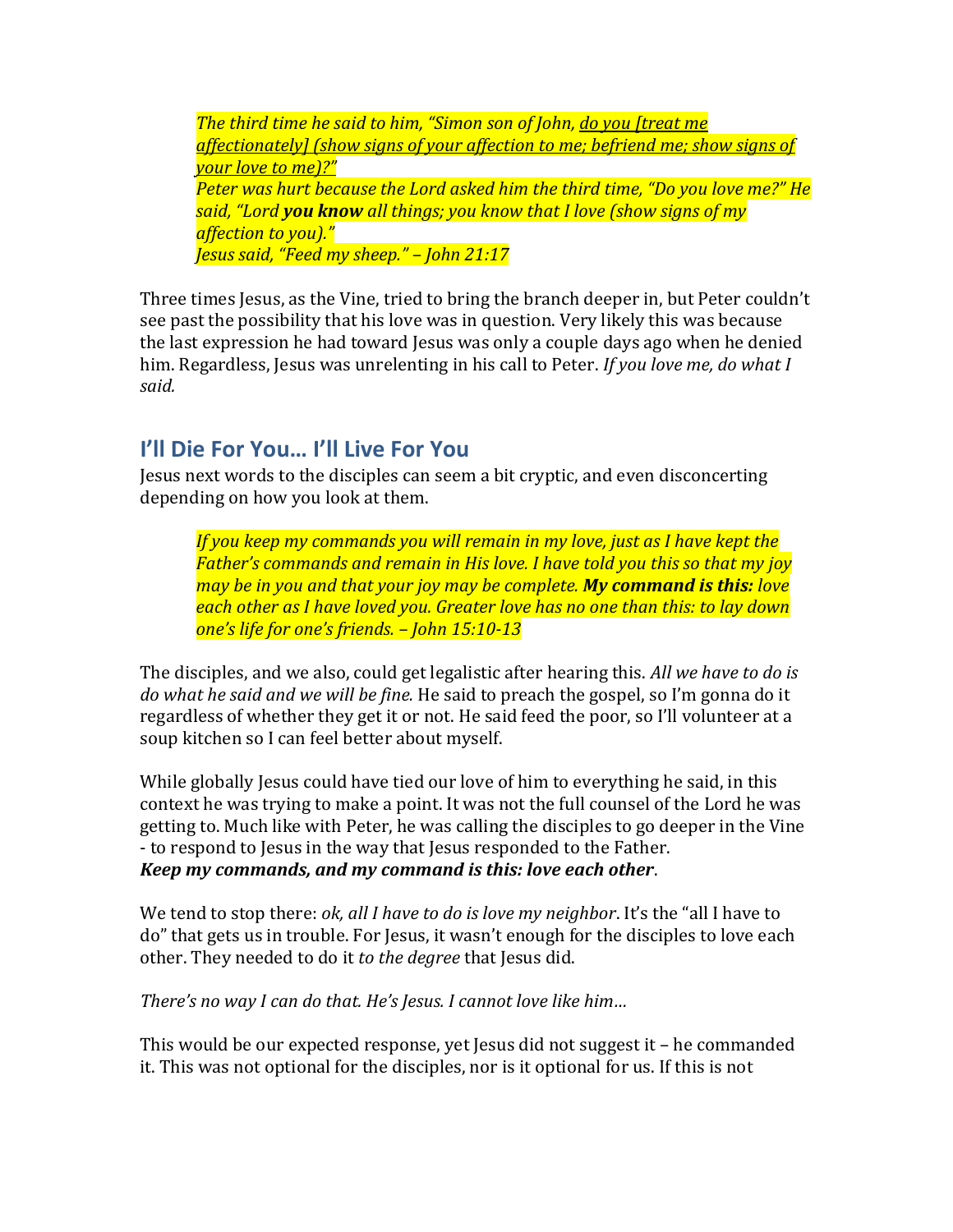> *The third time he said to him, "Simon son of John, <u>do you [treat me affectionately] (show signs of your affection to me; befriend me; show signs of your love to me)?"</u>*
> *Peter was hurt because the Lord asked him the third time, "Do you love me?" He said, "Lord **you know** all things; you know that I love (show signs of my affection to you)."*
> *Jesus said, "Feed my sheep." – John 21:17*

Three times Jesus, as the Vine, tried to bring the branch deeper in, but Peter couldn't see past the possibility that his love was in question. Very likely this was because the last expression he had toward Jesus was only a couple days ago when he denied him. Regardless, Jesus was unrelenting in his call to Peter. *If you love me, do what I said.*

## I'll Die For You… I'll Live For You

Jesus next words to the disciples can seem a bit cryptic, and even disconcerting depending on how you look at them.

> *If you keep my commands you will remain in my love, just as I have kept the Father's commands and remain in His love. I have told you this so that my joy may be in you and that your joy may be complete. **My command is this:** love each other as I have loved you. Greater love has no one than this: to lay down one's life for one's friends. – John 15:10-13*

The disciples, and we also, could get legalistic after hearing this. *All we have to do is do what he said and we will be fine.* He said to preach the gospel, so I'm gonna do it regardless of whether they get it or not. He said feed the poor, so I'll volunteer at a soup kitchen so I can feel better about myself.

While globally Jesus could have tied our love of him to everything he said, in this context he was trying to make a point. It was not the full counsel of the Lord he was getting to. Much like with Peter, he was calling the disciples to go deeper in the Vine - to respond to Jesus in the way that Jesus responded to the Father.
***Keep my commands, and my command is this: love each other***.

We tend to stop there: *ok, all I have to do is love my neighbor*. It's the "all I have to do" that gets us in trouble. For Jesus, it wasn't enough for the disciples to love each other. They needed to do it *to the degree* that Jesus did.

*There's no way I can do that. He's Jesus. I cannot love like him…*

This would be our expected response, yet Jesus did not suggest it – he commanded it. This was not optional for the disciples, nor is it optional for us. If this is not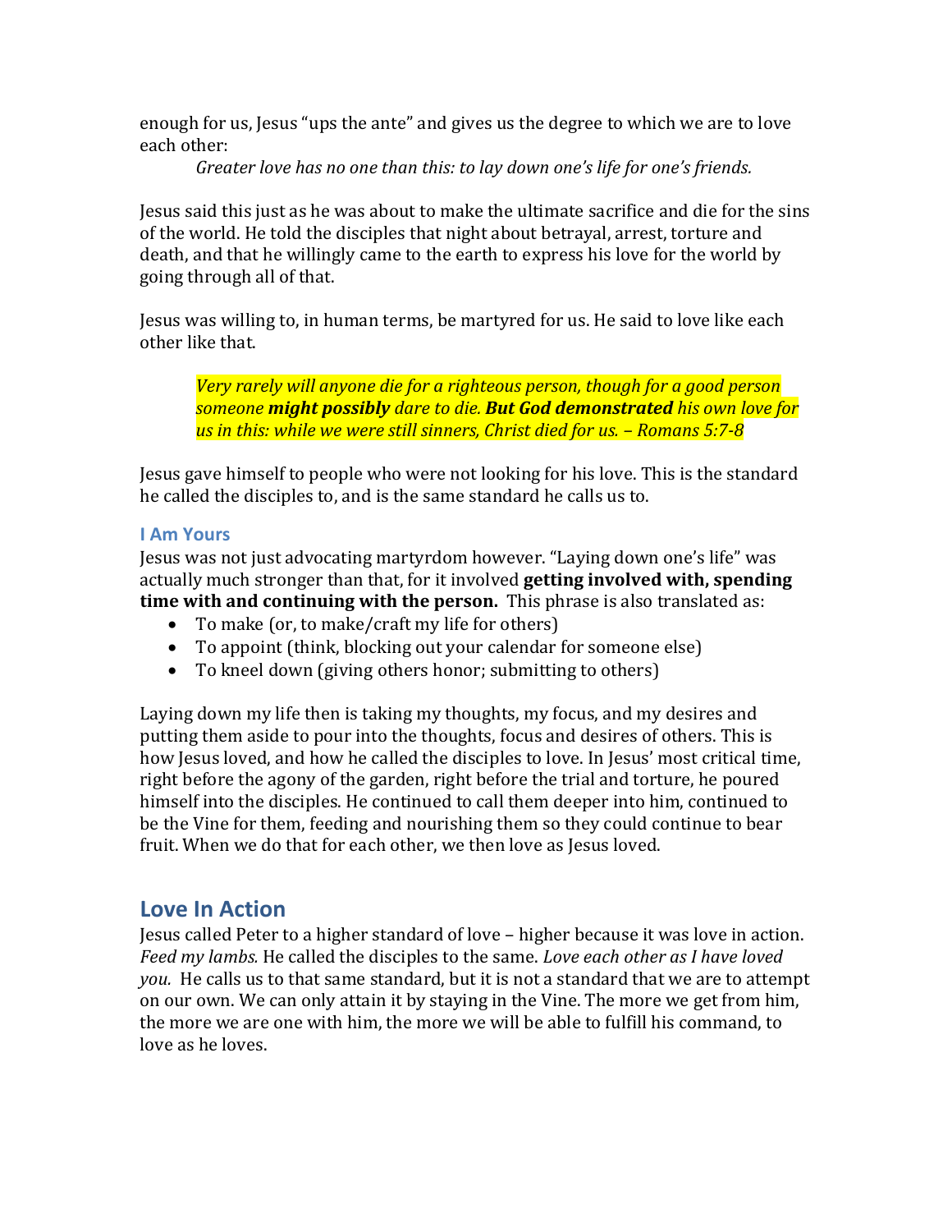enough for us, Jesus "ups the ante" and gives us the degree to which we are to love each other:

*Greater love has no one than this: to lay down one's life for one's friends.*

Jesus said this just as he was about to make the ultimate sacrifice and die for the sins of the world. He told the disciples that night about betrayal, arrest, torture and death, and that he willingly came to the earth to express his love for the world by going through all of that.

Jesus was willing to, in human terms, be martyred for us. He said to love like each other like that.

> *Very rarely will anyone die for a righteous person, though for a good person someone* ***might possibly*** *dare to die.* ***But God demonstrated*** *his own love for us in this: while we were still sinners, Christ died for us. – Romans 5:7-8*

Jesus gave himself to people who were not looking for his love. This is the standard he called the disciples to, and is the same standard he calls us to.

### I Am Yours

Jesus was not just advocating martyrdom however. "Laying down one's life" was actually much stronger than that, for it involved **getting involved with, spending time with and continuing with the person.** This phrase is also translated as:

- To make (or, to make/craft my life for others)
- To appoint (think, blocking out your calendar for someone else)
- To kneel down (giving others honor; submitting to others)

Laying down my life then is taking my thoughts, my focus, and my desires and putting them aside to pour into the thoughts, focus and desires of others. This is how Jesus loved, and how he called the disciples to love. In Jesus' most critical time, right before the agony of the garden, right before the trial and torture, he poured himself into the disciples. He continued to call them deeper into him, continued to be the Vine for them, feeding and nourishing them so they could continue to bear fruit. When we do that for each other, we then love as Jesus loved.

## Love In Action

Jesus called Peter to a higher standard of love – higher because it was love in action. *Feed my lambs.* He called the disciples to the same. *Love each other as I have loved you.* He calls us to that same standard, but it is not a standard that we are to attempt on our own. We can only attain it by staying in the Vine. The more we get from him, the more we are one with him, the more we will be able to fulfill his command, to love as he loves.